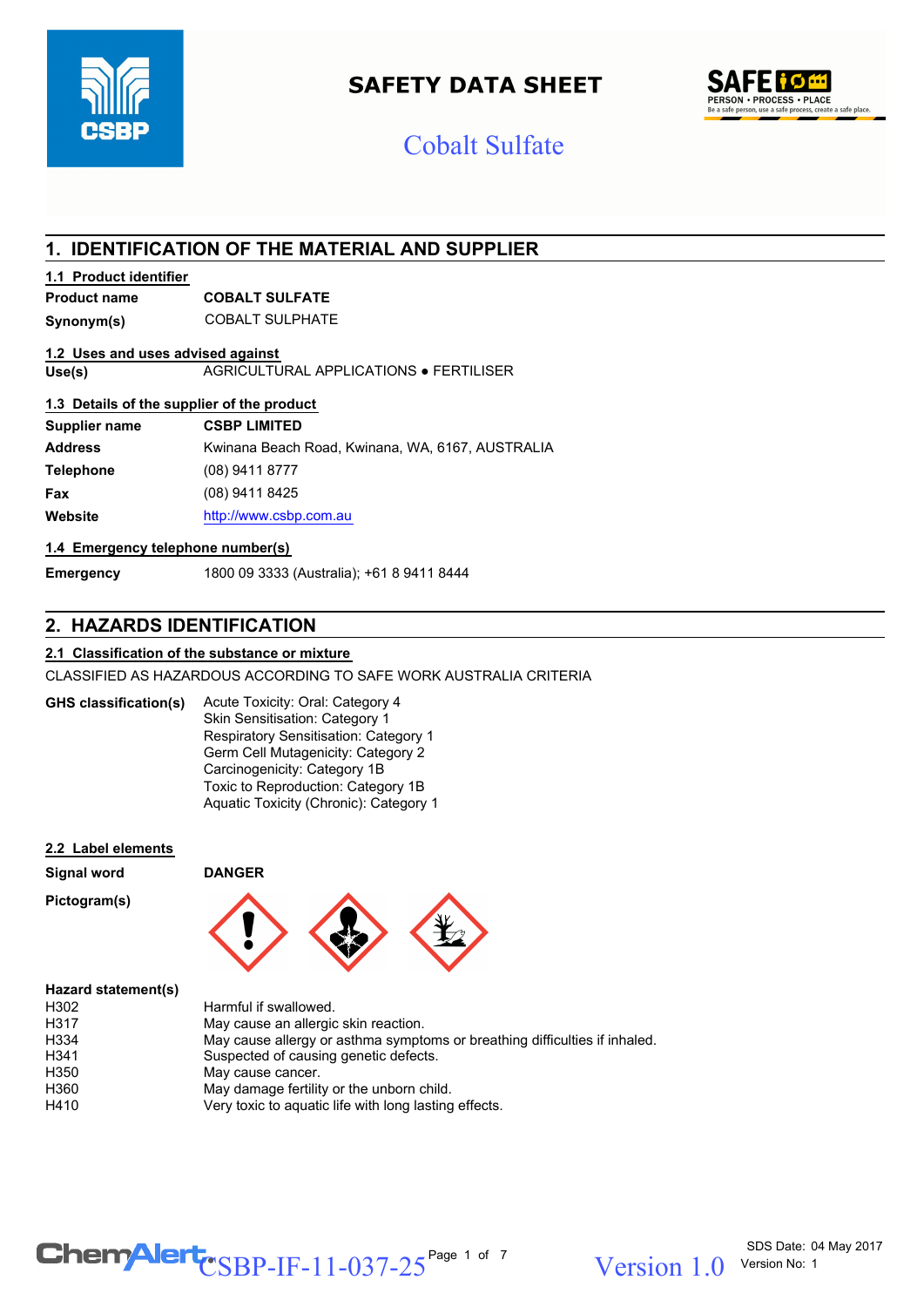# SAFETY DATA SHEET

## Cobalt Sulfate

## 1. IDENTIFICATION OF THE MATERIAL AND SUPPLIER

### 1.1 Product identifier

| | |
|---|---|
| **Product name** | **COBALT SULFATE** |
| **Synonym(s)** | COBALT SULPHATE |

### 1.2 Uses and uses advised against

| | |
|---|---|
| **Use(s)** | AGRICULTURAL APPLICATIONS • FERTILISER |

### 1.3 Details of the supplier of the product

| | |
|---|---|
| **Supplier name** | **CSBP LIMITED** |
| **Address** | Kwinana Beach Road, Kwinana, WA, 6167, AUSTRALIA |
| **Telephone** | (08) 9411 8777 |
| **Fax** | (08) 9411 8425 |
| **Website** | http://www.csbp.com.au |

### 1.4 Emergency telephone number(s)

| | |
|---|---|
| **Emergency** | 1800 09 3333 (Australia); +61 8 9411 8444 |

## 2. HAZARDS IDENTIFICATION

### 2.1 Classification of the substance or mixture

CLASSIFIED AS HAZARDOUS ACCORDING TO SAFE WORK AUSTRALIA CRITERIA

**GHS classification(s)**

Acute Toxicity: Oral: Category 4
Skin Sensitisation: Category 1
Respiratory Sensitisation: Category 1
Germ Cell Mutagenicity: Category 2
Carcinogenicity: Category 1B
Toxic to Reproduction: Category 1B
Aquatic Toxicity (Chronic): Category 1

### 2.2 Label elements

| | |
|---|---|
| **Signal word** | **DANGER** |
| **Pictogram(s)** | |

**Hazard statement(s)**

| | |
|---|---|
| H302 | Harmful if swallowed. |
| H317 | May cause an allergic skin reaction. |
| H334 | May cause allergy or asthma symptoms or breathing difficulties if inhaled. |
| H341 | Suspected of causing genetic defects. |
| H350 | May cause cancer. |
| H360 | May damage fertility or the unborn child. |
| H410 | Very toxic to aquatic life with long lasting effects. |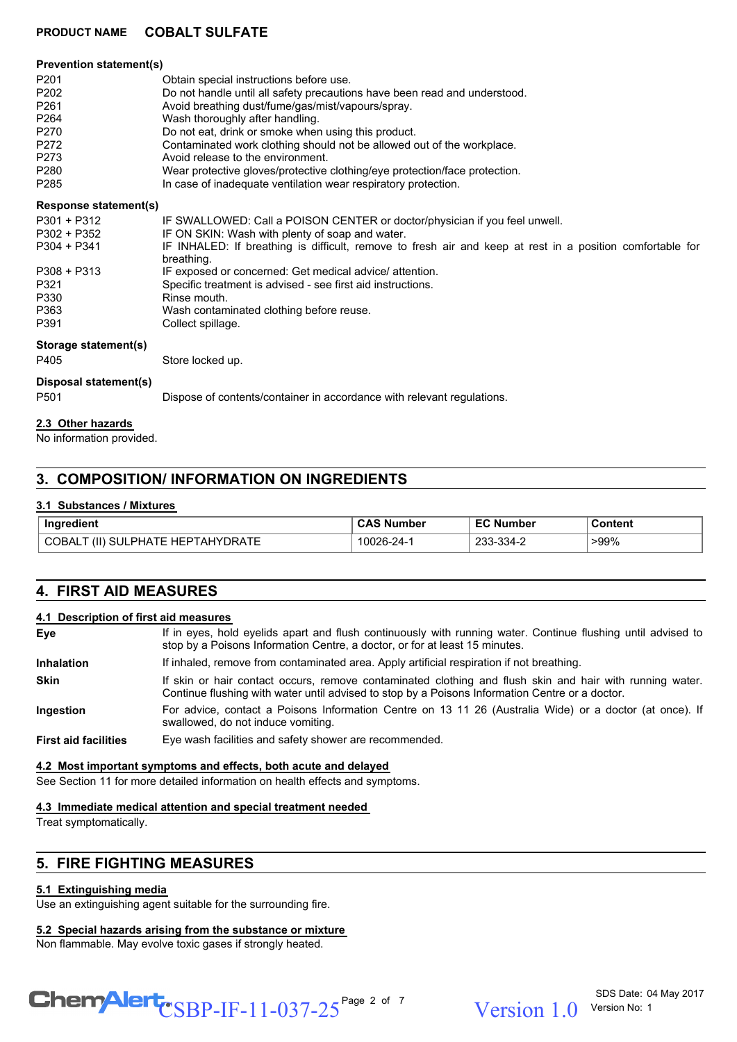**Prevention statement(s)**

| | |
|---|---|
| P201 | Obtain special instructions before use. |
| P202 | Do not handle until all safety precautions have been read and understood. |
| P261 | Avoid breathing dust/fume/gas/mist/vapours/spray. |
| P264 | Wash thoroughly after handling. |
| P270 | Do not eat, drink or smoke when using this product. |
| P272 | Contaminated work clothing should not be allowed out of the workplace. |
| P273 | Avoid release to the environment. |
| P280 | Wear protective gloves/protective clothing/eye protection/face protection. |
| P285 | In case of inadequate ventilation wear respiratory protection. |

**Response statement(s)**

| | |
|---|---|
| P301 + P312 | IF SWALLOWED: Call a POISON CENTER or doctor/physician if you feel unwell. |
| P302 + P352 | IF ON SKIN: Wash with plenty of soap and water. |
| P304 + P341 | IF INHALED: If breathing is difficult, remove to fresh air and keep at rest in a position comfortable for breathing. |
| P308 + P313 | IF exposed or concerned: Get medical advice/ attention. |
| P321 | Specific treatment is advised - see first aid instructions. |
| P330 | Rinse mouth. |
| P363 | Wash contaminated clothing before reuse. |
| P391 | Collect spillage. |

**Storage statement(s)**

| | |
|---|---|
| P405 | Store locked up. |

**Disposal statement(s)**

| | |
|---|---|
| P501 | Dispose of contents/container in accordance with relevant regulations. |

### 2.3 Other hazards

No information provided.

## 3. COMPOSITION/ INFORMATION ON INGREDIENTS

### 3.1 Substances / Mixtures

| Ingredient | CAS Number | EC Number | Content |
|---|---|---|---|
| COBALT (II) SULPHATE HEPTAHYDRATE | 10026-24-1 | 233-334-2 | >99% |

## 4. FIRST AID MEASURES

### 4.1 Description of first aid measures

**Eye** If in eyes, hold eyelids apart and flush continuously with running water. Continue flushing until advised to stop by a Poisons Information Centre, a doctor, or for at least 15 minutes.

**Inhalation** If inhaled, remove from contaminated area. Apply artificial respiration if not breathing.

**Skin** If skin or hair contact occurs, remove contaminated clothing and flush skin and hair with running water. Continue flushing with water until advised to stop by a Poisons Information Centre or a doctor.

**Ingestion** For advice, contact a Poisons Information Centre on 13 11 26 (Australia Wide) or a doctor (at once). If swallowed, do not induce vomiting.

**First aid facilities** Eye wash facilities and safety shower are recommended.

### 4.2 Most important symptoms and effects, both acute and delayed

See Section 11 for more detailed information on health effects and symptoms.

### 4.3 Immediate medical attention and special treatment needed

Treat symptomatically.

## 5. FIRE FIGHTING MEASURES

### 5.1 Extinguishing media

Use an extinguishing agent suitable for the surrounding fire.

### 5.2 Special hazards arising from the substance or mixture

Non flammable. May evolve toxic gases if strongly heated.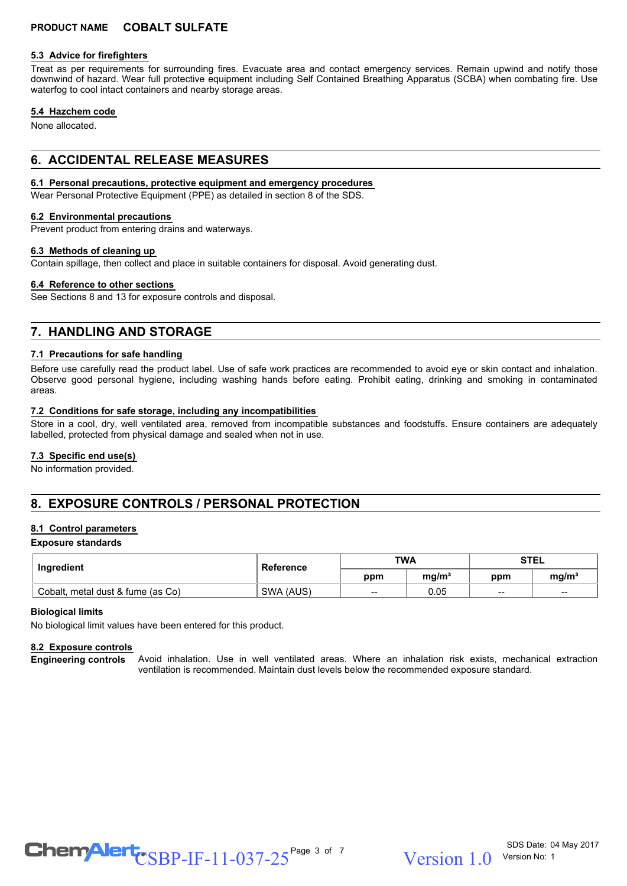### 5.3 Advice for firefighters

Treat as per requirements for surrounding fires. Evacuate area and contact emergency services. Remain upwind and notify those downwind of hazard. Wear full protective equipment including Self Contained Breathing Apparatus (SCBA) when combating fire. Use waterfog to cool intact containers and nearby storage areas.

### 5.4 Hazchem code

None allocated.

## 6. ACCIDENTAL RELEASE MEASURES

### 6.1 Personal precautions, protective equipment and emergency procedures

Wear Personal Protective Equipment (PPE) as detailed in section 8 of the SDS.

### 6.2 Environmental precautions

Prevent product from entering drains and waterways.

### 6.3 Methods of cleaning up

Contain spillage, then collect and place in suitable containers for disposal. Avoid generating dust.

### 6.4 Reference to other sections

See Sections 8 and 13 for exposure controls and disposal.

## 7. HANDLING AND STORAGE

### 7.1 Precautions for safe handling

Before use carefully read the product label. Use of safe work practices are recommended to avoid eye or skin contact and inhalation. Observe good personal hygiene, including washing hands before eating. Prohibit eating, drinking and smoking in contaminated areas.

### 7.2 Conditions for safe storage, including any incompatibilities

Store in a cool, dry, well ventilated area, removed from incompatible substances and foodstuffs. Ensure containers are adequately labelled, protected from physical damage and sealed when not in use.

### 7.3 Specific end use(s)

No information provided.

## 8. EXPOSURE CONTROLS / PERSONAL PROTECTION

### 8.1 Control parameters

**Exposure standards**

| Ingredient | Reference | TWA | | STEL | |
|---|---|---|---|---|---|
| | | ppm | mg/m³ | ppm | mg/m³ |
| Cobalt, metal dust & fume (as Co) | SWA (AUS) | -- | 0.05 | -- | -- |

**Biological limits**

No biological limit values have been entered for this product.

### 8.2 Exposure controls

**Engineering controls** Avoid inhalation. Use in well ventilated areas. Where an inhalation risk exists, mechanical extraction ventilation is recommended. Maintain dust levels below the recommended exposure standard.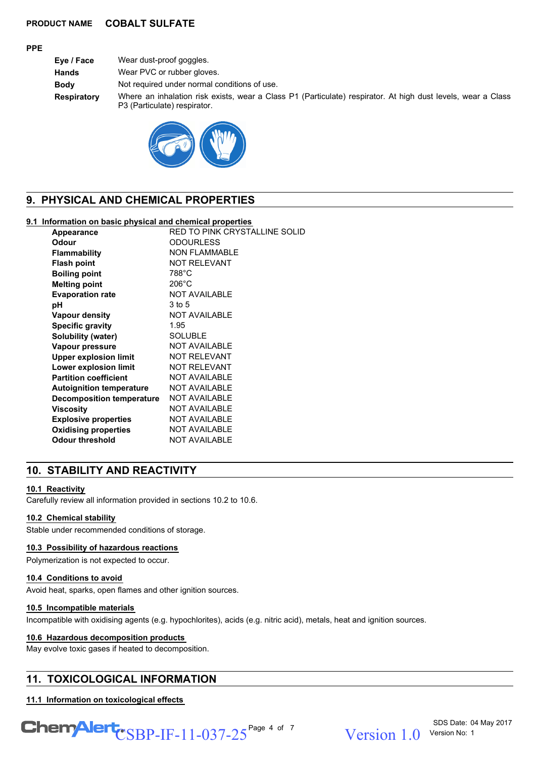**PRODUCT NAME** **COBALT SULFATE**

**PPE**

| | |
|---|---|
| **Eye / Face** | Wear dust-proof goggles. |
| **Hands** | Wear PVC or rubber gloves. |
| **Body** | Not required under normal conditions of use. |
| **Respiratory** | Where an inhalation risk exists, wear a Class P1 (Particulate) respirator. At high dust levels, wear a Class P3 (Particulate) respirator. |

## 9. PHYSICAL AND CHEMICAL PROPERTIES

### 9.1 Information on basic physical and chemical properties

| | |
|---|---|
| **Appearance** | RED TO PINK CRYSTALLINE SOLID |
| **Odour** | ODOURLESS |
| **Flammability** | NON FLAMMABLE |
| **Flash point** | NOT RELEVANT |
| **Boiling point** | 788°C |
| **Melting point** | 206°C |
| **Evaporation rate** | NOT AVAILABLE |
| **pH** | 3 to 5 |
| **Vapour density** | NOT AVAILABLE |
| **Specific gravity** | 1.95 |
| **Solubility (water)** | SOLUBLE |
| **Vapour pressure** | NOT AVAILABLE |
| **Upper explosion limit** | NOT RELEVANT |
| **Lower explosion limit** | NOT RELEVANT |
| **Partition coefficient** | NOT AVAILABLE |
| **Autoignition temperature** | NOT AVAILABLE |
| **Decomposition temperature** | NOT AVAILABLE |
| **Viscosity** | NOT AVAILABLE |
| **Explosive properties** | NOT AVAILABLE |
| **Oxidising properties** | NOT AVAILABLE |
| **Odour threshold** | NOT AVAILABLE |

## 10. STABILITY AND REACTIVITY

### 10.1 Reactivity

Carefully review all information provided in sections 10.2 to 10.6.

### 10.2 Chemical stability

Stable under recommended conditions of storage.

### 10.3 Possibility of hazardous reactions

Polymerization is not expected to occur.

### 10.4 Conditions to avoid

Avoid heat, sparks, open flames and other ignition sources.

### 10.5 Incompatible materials

Incompatible with oxidising agents (e.g. hypochlorites), acids (e.g. nitric acid), metals, heat and ignition sources.

### 10.6 Hazardous decomposition products

May evolve toxic gases if heated to decomposition.

## 11. TOXICOLOGICAL INFORMATION

### 11.1 Information on toxicological effects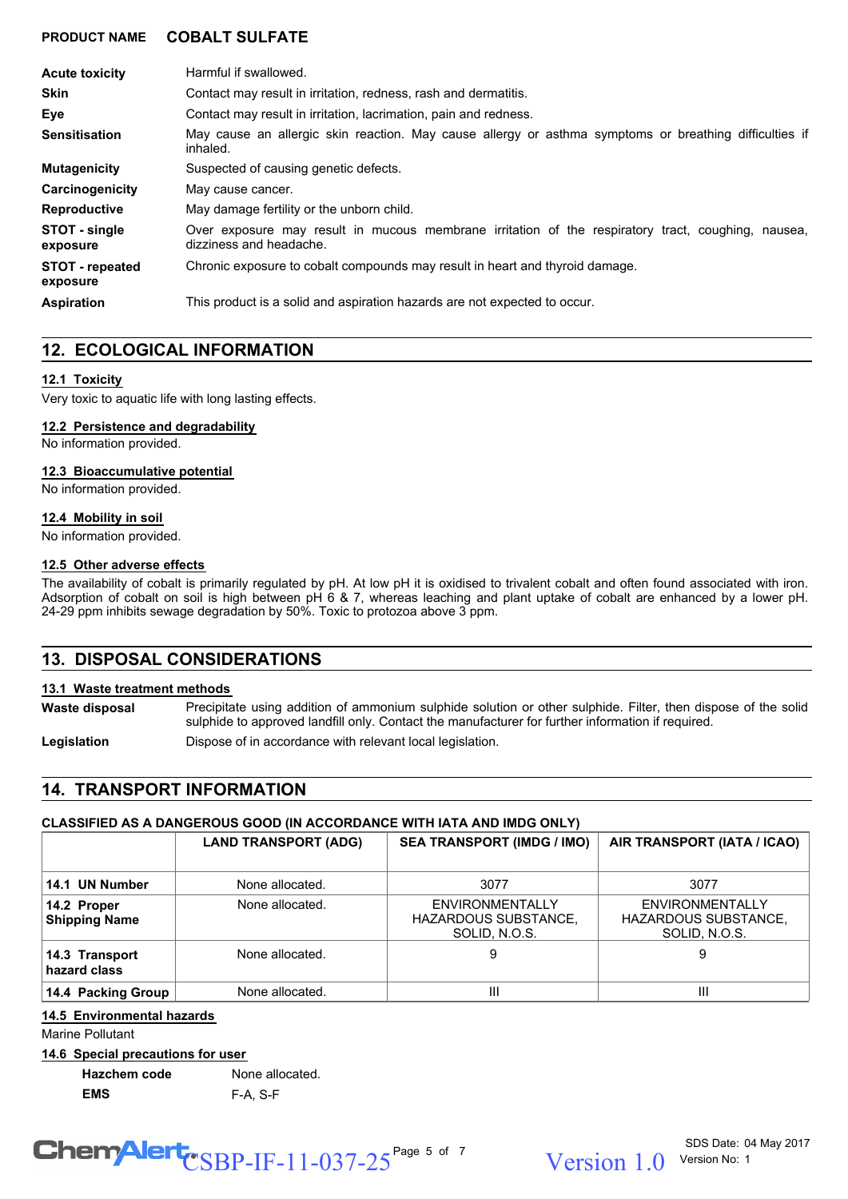**PRODUCT NAME** **COBALT SULFATE**

| | |
|---|---|
| **Acute toxicity** | Harmful if swallowed. |
| **Skin** | Contact may result in irritation, redness, rash and dermatitis. |
| **Eye** | Contact may result in irritation, lacrimation, pain and redness. |
| **Sensitisation** | May cause an allergic skin reaction. May cause allergy or asthma symptoms or breathing difficulties if inhaled. |
| **Mutagenicity** | Suspected of causing genetic defects. |
| **Carcinogenicity** | May cause cancer. |
| **Reproductive** | May damage fertility or the unborn child. |
| **STOT - single exposure** | Over exposure may result in mucous membrane irritation of the respiratory tract, coughing, nausea, dizziness and headache. |
| **STOT - repeated exposure** | Chronic exposure to cobalt compounds may result in heart and thyroid damage. |
| **Aspiration** | This product is a solid and aspiration hazards are not expected to occur. |

## 12. ECOLOGICAL INFORMATION

### 12.1 Toxicity

Very toxic to aquatic life with long lasting effects.

### 12.2 Persistence and degradability

No information provided.

### 12.3 Bioaccumulative potential

No information provided.

### 12.4 Mobility in soil

No information provided.

### 12.5 Other adverse effects

The availability of cobalt is primarily regulated by pH. At low pH it is oxidised to trivalent cobalt and often found associated with iron. Adsorption of cobalt on soil is high between pH 6 & 7, whereas leaching and plant uptake of cobalt are enhanced by a lower pH. 24-29 ppm inhibits sewage degradation by 50%. Toxic to protozoa above 3 ppm.

## 13. DISPOSAL CONSIDERATIONS

### 13.1 Waste treatment methods

| | |
|---|---|
| **Waste disposal** | Precipitate using addition of ammonium sulphide solution or other sulphide. Filter, then dispose of the solid sulphide to approved landfill only. Contact the manufacturer for further information if required. |
| **Legislation** | Dispose of in accordance with relevant local legislation. |

## 14. TRANSPORT INFORMATION

**CLASSIFIED AS A DANGEROUS GOOD (IN ACCORDANCE WITH IATA AND IMDG ONLY)**

| | LAND TRANSPORT (ADG) | SEA TRANSPORT (IMDG / IMO) | AIR TRANSPORT (IATA / ICAO) |
|---|---|---|---|
| **14.1 UN Number** | None allocated. | 3077 | 3077 |
| **14.2 Proper Shipping Name** | None allocated. | ENVIRONMENTALLY HAZARDOUS SUBSTANCE, SOLID, N.O.S. | ENVIRONMENTALLY HAZARDOUS SUBSTANCE, SOLID, N.O.S. |
| **14.3 Transport hazard class** | None allocated. | 9 | 9 |
| **14.4 Packing Group** | None allocated. | III | III |

### 14.5 Environmental hazards

Marine Pollutant

### 14.6 Special precautions for user

| | |
|---|---|
| **Hazchem code** | None allocated. |
| **EMS** | F-A, S-F |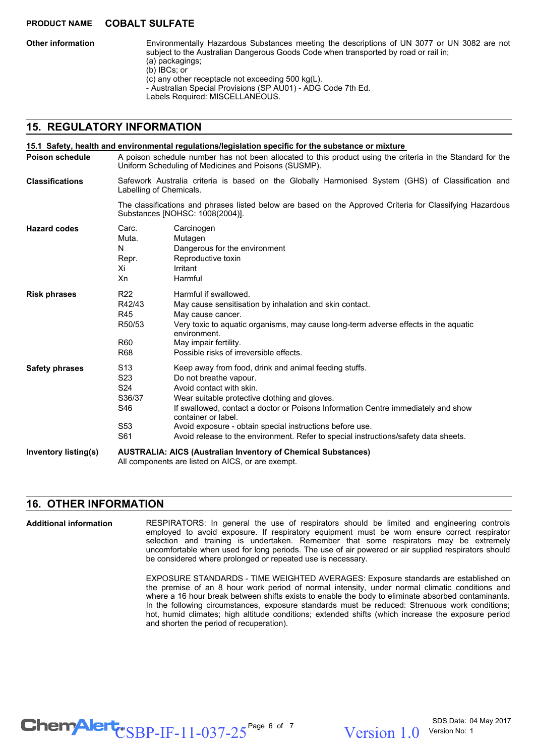**Other information**

Environmentally Hazardous Substances meeting the descriptions of UN 3077 or UN 3082 are not subject to the Australian Dangerous Goods Code when transported by road or rail in;
(a) packagings;
(b) IBCs; or
(c) any other receptacle not exceeding 500 kg(L).
- Australian Special Provisions (SP AU01) - ADG Code 7th Ed.
Labels Required: MISCELLANEOUS.

## 15. REGULATORY INFORMATION

### 15.1 Safety, health and environmental regulations/legislation specific for the substance or mixture

**Poison schedule**

A poison schedule number has not been allocated to this product using the criteria in the Standard for the Uniform Scheduling of Medicines and Poisons (SUSMP).

**Classifications**

Safework Australia criteria is based on the Globally Harmonised System (GHS) of Classification and Labelling of Chemicals.

The classifications and phrases listed below are based on the Approved Criteria for Classifying Hazardous Substances [NOHSC: 1008(2004)].

**Hazard codes**

| Code | Description |
|---|---|
| Carc. | Carcinogen |
| Muta. | Mutagen |
| N | Dangerous for the environment |
| Repr. | Reproductive toxin |
| Xi | Irritant |
| Xn | Harmful |

**Risk phrases**

| Code | Description |
|---|---|
| R22 | Harmful if swallowed. |
| R42/43 | May cause sensitisation by inhalation and skin contact. |
| R45 | May cause cancer. |
| R50/53 | Very toxic to aquatic organisms, may cause long-term adverse effects in the aquatic environment. |
| R60 | May impair fertility. |
| R68 | Possible risks of irreversible effects. |

**Safety phrases**

| Code | Description |
|---|---|
| S13 | Keep away from food, drink and animal feeding stuffs. |
| S23 | Do not breathe vapour. |
| S24 | Avoid contact with skin. |
| S36/37 | Wear suitable protective clothing and gloves. |
| S46 | If swallowed, contact a doctor or Poisons Information Centre immediately and show container or label. |
| S53 | Avoid exposure - obtain special instructions before use. |
| S61 | Avoid release to the environment. Refer to special instructions/safety data sheets. |

**Inventory listing(s)**

**AUSTRALIA: AICS (Australian Inventory of Chemical Substances)**
All components are listed on AICS, or are exempt.

## 16. OTHER INFORMATION

**Additional information**

RESPIRATORS: In general the use of respirators should be limited and engineering controls employed to avoid exposure. If respiratory equipment must be worn ensure correct respirator selection and training is undertaken. Remember that some respirators may be extremely uncomfortable when used for long periods. The use of air powered or air supplied respirators should be considered where prolonged or repeated use is necessary.

EXPOSURE STANDARDS - TIME WEIGHTED AVERAGES: Exposure standards are established on the premise of an 8 hour work period of normal intensity, under normal climatic conditions and where a 16 hour break between shifts exists to enable the body to eliminate absorbed contaminants. In the following circumstances, exposure standards must be reduced: Strenuous work conditions; hot, humid climates; high altitude conditions; extended shifts (which increase the exposure period and shorten the period of recuperation).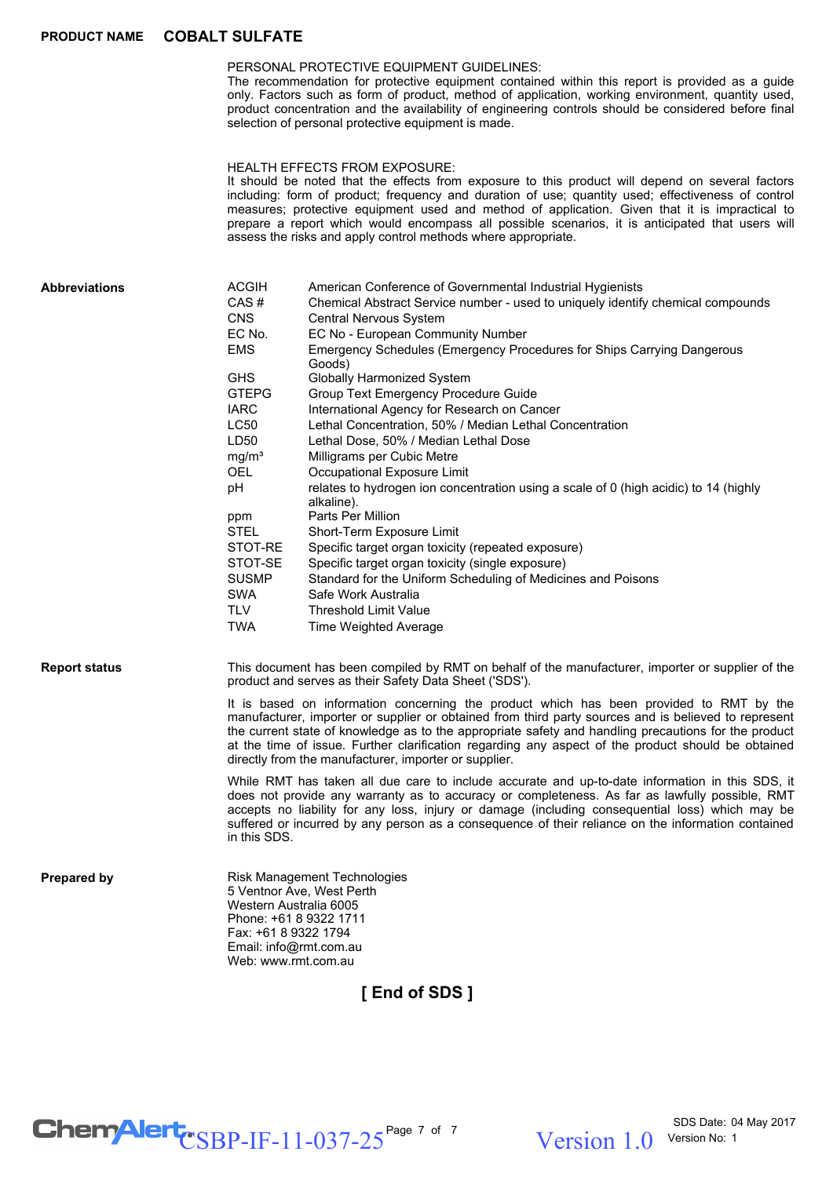PERSONAL PROTECTIVE EQUIPMENT GUIDELINES:
The recommendation for protective equipment contained within this report is provided as a guide only. Factors such as form of product, method of application, working environment, quantity used, product concentration and the availability of engineering controls should be considered before final selection of personal protective equipment is made.

HEALTH EFFECTS FROM EXPOSURE:
It should be noted that the effects from exposure to this product will depend on several factors including: form of product; frequency and duration of use; quantity used; effectiveness of control measures; protective equipment used and method of application. Given that it is impractical to prepare a report which would encompass all possible scenarios, it is anticipated that users will assess the risks and apply control methods where appropriate.

**Abbreviations**

| | |
|---|---|
| ACGIH | American Conference of Governmental Industrial Hygienists |
| CAS # | Chemical Abstract Service number - used to uniquely identify chemical compounds |
| CNS | Central Nervous System |
| EC No. | EC No - European Community Number |
| EMS | Emergency Schedules (Emergency Procedures for Ships Carrying Dangerous Goods) |
| GHS | Globally Harmonized System |
| GTEPG | Group Text Emergency Procedure Guide |
| IARC | International Agency for Research on Cancer |
| LC50 | Lethal Concentration, 50% / Median Lethal Concentration |
| LD50 | Lethal Dose, 50% / Median Lethal Dose |
| mg/m³ | Milligrams per Cubic Metre |
| OEL | Occupational Exposure Limit |
| pH | relates to hydrogen ion concentration using a scale of 0 (high acidic) to 14 (highly alkaline). |
| ppm | Parts Per Million |
| STEL | Short-Term Exposure Limit |
| STOT-RE | Specific target organ toxicity (repeated exposure) |
| STOT-SE | Specific target organ toxicity (single exposure) |
| SUSMP | Standard for the Uniform Scheduling of Medicines and Poisons |
| SWA | Safe Work Australia |
| TLV | Threshold Limit Value |
| TWA | Time Weighted Average |

**Report status**

This document has been compiled by RMT on behalf of the manufacturer, importer or supplier of the product and serves as their Safety Data Sheet ('SDS').

It is based on information concerning the product which has been provided to RMT by the manufacturer, importer or supplier or obtained from third party sources and is believed to represent the current state of knowledge as to the appropriate safety and handling precautions for the product at the time of issue. Further clarification regarding any aspect of the product should be obtained directly from the manufacturer, importer or supplier.

While RMT has taken all due care to include accurate and up-to-date information in this SDS, it does not provide any warranty as to accuracy or completeness. As far as lawfully possible, RMT accepts no liability for any loss, injury or damage (including consequential loss) which may be suffered or incurred by any person as a consequence of their reliance on the information contained in this SDS.

**Prepared by**

Risk Management Technologies
5 Ventnor Ave, West Perth
Western Australia 6005
Phone: +61 8 9322 1711
Fax: +61 8 9322 1794
Email: info@rmt.com.au
Web: www.rmt.com.au

**[ End of SDS ]**

CSBP-IF-11-037-25

Version 1.0

SDS Date: 04 May 2017
Version No: 1